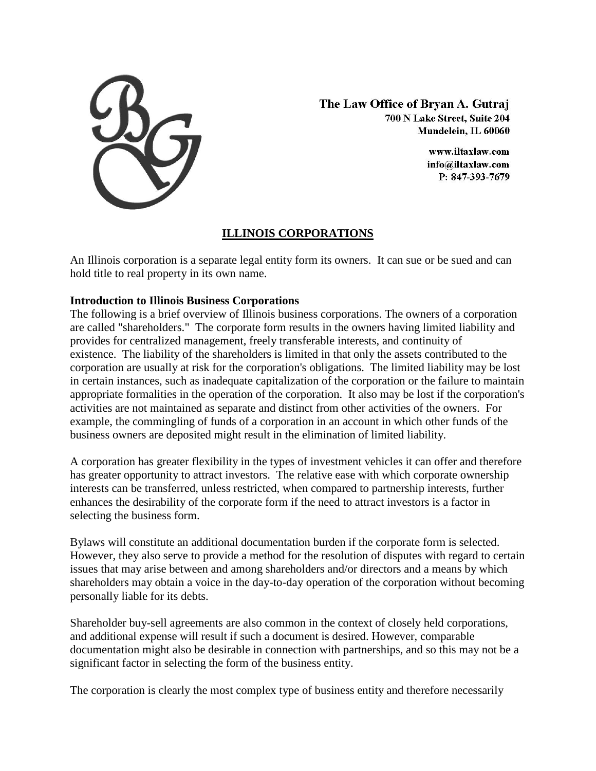The Law Office of Bryan A. Gutraj
700 N Lake Street, Suite 204
Mundelein, IL 60060

www.iltaxlaw.com
info@iltaxlaw.com
P: 847-393-7679

# ILLINOIS CORPORATIONS

An Illinois corporation is a separate legal entity form its owners. It can sue or be sued and can hold title to real property in its own name.

**Introduction to Illinois Business Corporations**

The following is a brief overview of Illinois business corporations. The owners of a corporation are called "shareholders." The corporate form results in the owners having limited liability and provides for centralized management, freely transferable interests, and continuity of existence. The liability of the shareholders is limited in that only the assets contributed to the corporation are usually at risk for the corporation's obligations. The limited liability may be lost in certain instances, such as inadequate capitalization of the corporation or the failure to maintain appropriate formalities in the operation of the corporation. It also may be lost if the corporation's activities are not maintained as separate and distinct from other activities of the owners. For example, the commingling of funds of a corporation in an account in which other funds of the business owners are deposited might result in the elimination of limited liability.

A corporation has greater flexibility in the types of investment vehicles it can offer and therefore has greater opportunity to attract investors. The relative ease with which corporate ownership interests can be transferred, unless restricted, when compared to partnership interests, further enhances the desirability of the corporate form if the need to attract investors is a factor in selecting the business form.

Bylaws will constitute an additional documentation burden if the corporate form is selected. However, they also serve to provide a method for the resolution of disputes with regard to certain issues that may arise between and among shareholders and/or directors and a means by which shareholders may obtain a voice in the day-to-day operation of the corporation without becoming personally liable for its debts.

Shareholder buy-sell agreements are also common in the context of closely held corporations, and additional expense will result if such a document is desired. However, comparable documentation might also be desirable in connection with partnerships, and so this may not be a significant factor in selecting the form of the business entity.

The corporation is clearly the most complex type of business entity and therefore necessarily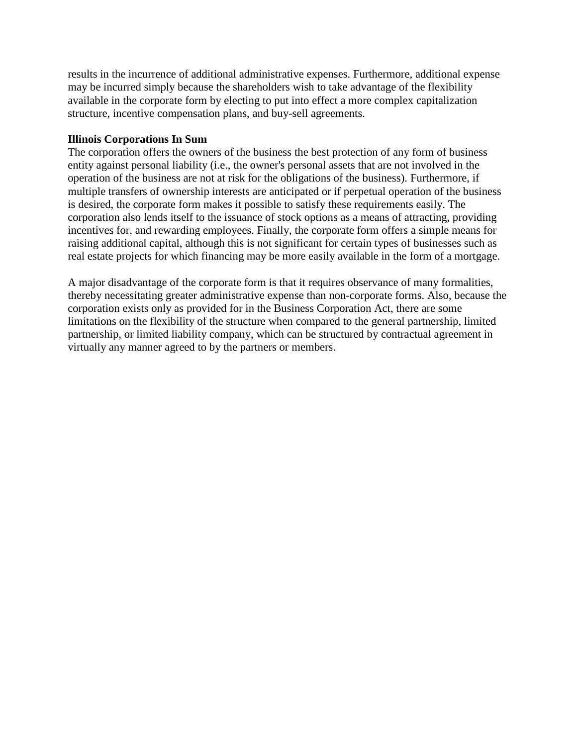results in the incurrence of additional administrative expenses. Furthermore, additional expense may be incurred simply because the shareholders wish to take advantage of the flexibility available in the corporate form by electing to put into effect a more complex capitalization structure, incentive compensation plans, and buy-sell agreements.

**Illinois Corporations In Sum**

The corporation offers the owners of the business the best protection of any form of business entity against personal liability (i.e., the owner's personal assets that are not involved in the operation of the business are not at risk for the obligations of the business). Furthermore, if multiple transfers of ownership interests are anticipated or if perpetual operation of the business is desired, the corporate form makes it possible to satisfy these requirements easily. The corporation also lends itself to the issuance of stock options as a means of attracting, providing incentives for, and rewarding employees. Finally, the corporate form offers a simple means for raising additional capital, although this is not significant for certain types of businesses such as real estate projects for which financing may be more easily available in the form of a mortgage.

A major disadvantage of the corporate form is that it requires observance of many formalities, thereby necessitating greater administrative expense than non-corporate forms. Also, because the corporation exists only as provided for in the Business Corporation Act, there are some limitations on the flexibility of the structure when compared to the general partnership, limited partnership, or limited liability company, which can be structured by contractual agreement in virtually any manner agreed to by the partners or members.